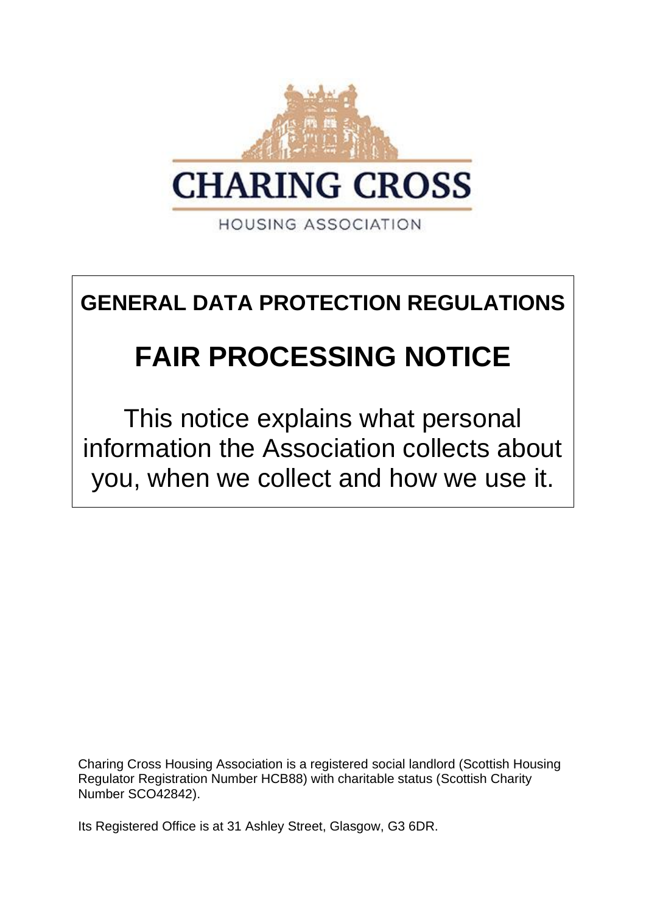CHARING CROSS

HOUSING ASSOCIATION

## GENERAL DATA PROTECTION REGULATIONS

# FAIR PROCESSING NOTICE

This notice explains what personal information the Association collects about you, when we collect and how we use it.

Charing Cross Housing Association is a registered social landlord (Scottish Housing Regulator Registration Number HCB88) with charitable status (Scottish Charity Number SCO42842).

Its Registered Office is at 31 Ashley Street, Glasgow, G3 6DR.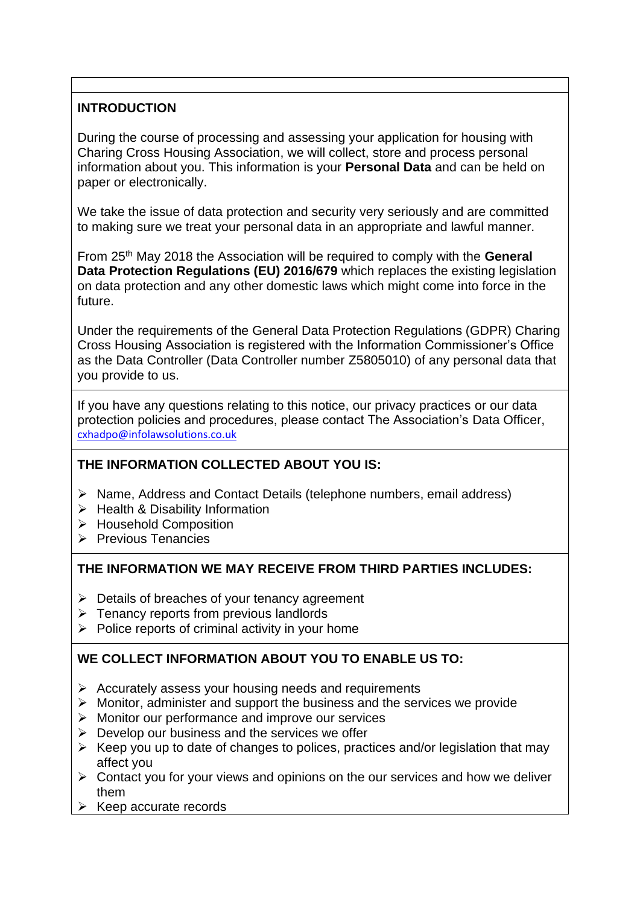## INTRODUCTION

During the course of processing and assessing your application for housing with Charing Cross Housing Association, we will collect, store and process personal information about you. This information is your **Personal Data** and can be held on paper or electronically.

We take the issue of data protection and security very seriously and are committed to making sure we treat your personal data in an appropriate and lawful manner.

From 25th May 2018 the Association will be required to comply with the **General Data Protection Regulations (EU) 2016/679** which replaces the existing legislation on data protection and any other domestic laws which might come into force in the future.

Under the requirements of the General Data Protection Regulations (GDPR) Charing Cross Housing Association is registered with the Information Commissioner's Office as the Data Controller (Data Controller number Z5805010) of any personal data that you provide to us.

If you have any questions relating to this notice, our privacy practices or our data protection policies and procedures, please contact The Association's Data Officer, cxhadpo@infolawsolutions.co.uk

## THE INFORMATION COLLECTED ABOUT YOU IS:

- Name, Address and Contact Details (telephone numbers, email address)
- Health & Disability Information
- Household Composition
- Previous Tenancies

## THE INFORMATION WE MAY RECEIVE FROM THIRD PARTIES INCLUDES:

- Details of breaches of your tenancy agreement
- Tenancy reports from previous landlords
- Police reports of criminal activity in your home

## WE COLLECT INFORMATION ABOUT YOU TO ENABLE US TO:

- Accurately assess your housing needs and requirements
- Monitor, administer and support the business and the services we provide
- Monitor our performance and improve our services
- Develop our business and the services we offer
- Keep you up to date of changes to polices, practices and/or legislation that may affect you
- Contact you for your views and opinions on the our services and how we deliver them
- Keep accurate records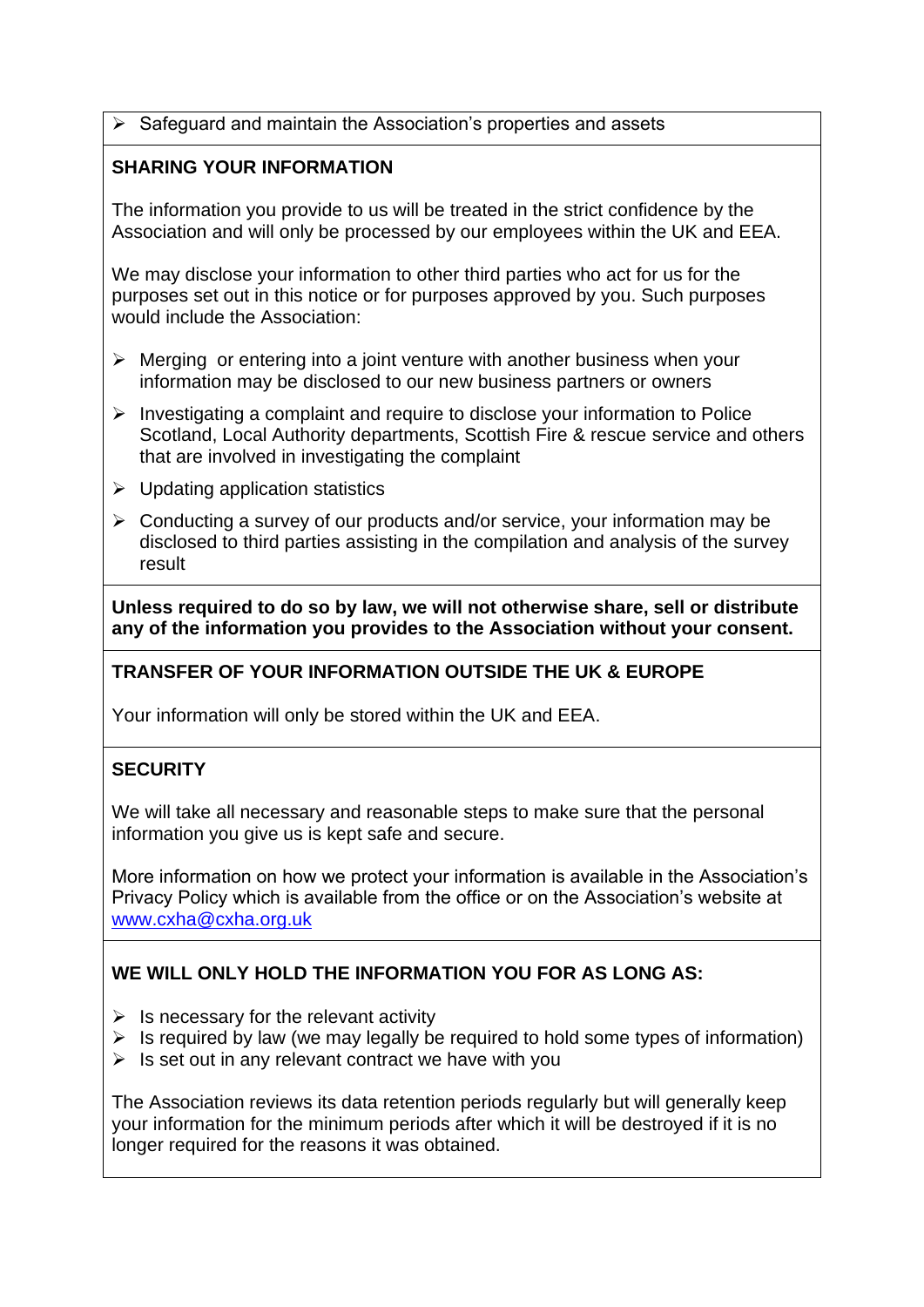- Safeguard and maintain the Association's properties and assets

## SHARING YOUR INFORMATION

The information you provide to us will be treated in the strict confidence by the Association and will only be processed by our employees within the UK and EEA.

We may disclose your information to other third parties who act for us for the purposes set out in this notice or for purposes approved by you. Such purposes would include the Association:

- Merging  or entering into a joint venture with another business when your information may be disclosed to our new business partners or owners
- Investigating a complaint and require to disclose your information to Police Scotland, Local Authority departments, Scottish Fire & rescue service and others that are involved in investigating the complaint
- Updating application statistics
- Conducting a survey of our products and/or service, your information may be disclosed to third parties assisting in the compilation and analysis of the survey result

**Unless required to do so by law, we will not otherwise share, sell or distribute any of the information you provides to the Association without your consent.**

## TRANSFER OF YOUR INFORMATION OUTSIDE THE UK & EUROPE

Your information will only be stored within the UK and EEA.

## SECURITY

We will take all necessary and reasonable steps to make sure that the personal information you give us is kept safe and secure.

More information on how we protect your information is available in the Association's Privacy Policy which is available from the office or on the Association's website at www.cxha@cxha.org.uk

## WE WILL ONLY HOLD THE INFORMATION YOU FOR AS LONG AS:

- Is necessary for the relevant activity
- Is required by law (we may legally be required to hold some types of information)
- Is set out in any relevant contract we have with you

The Association reviews its data retention periods regularly but will generally keep your information for the minimum periods after which it will be destroyed if it is no longer required for the reasons it was obtained.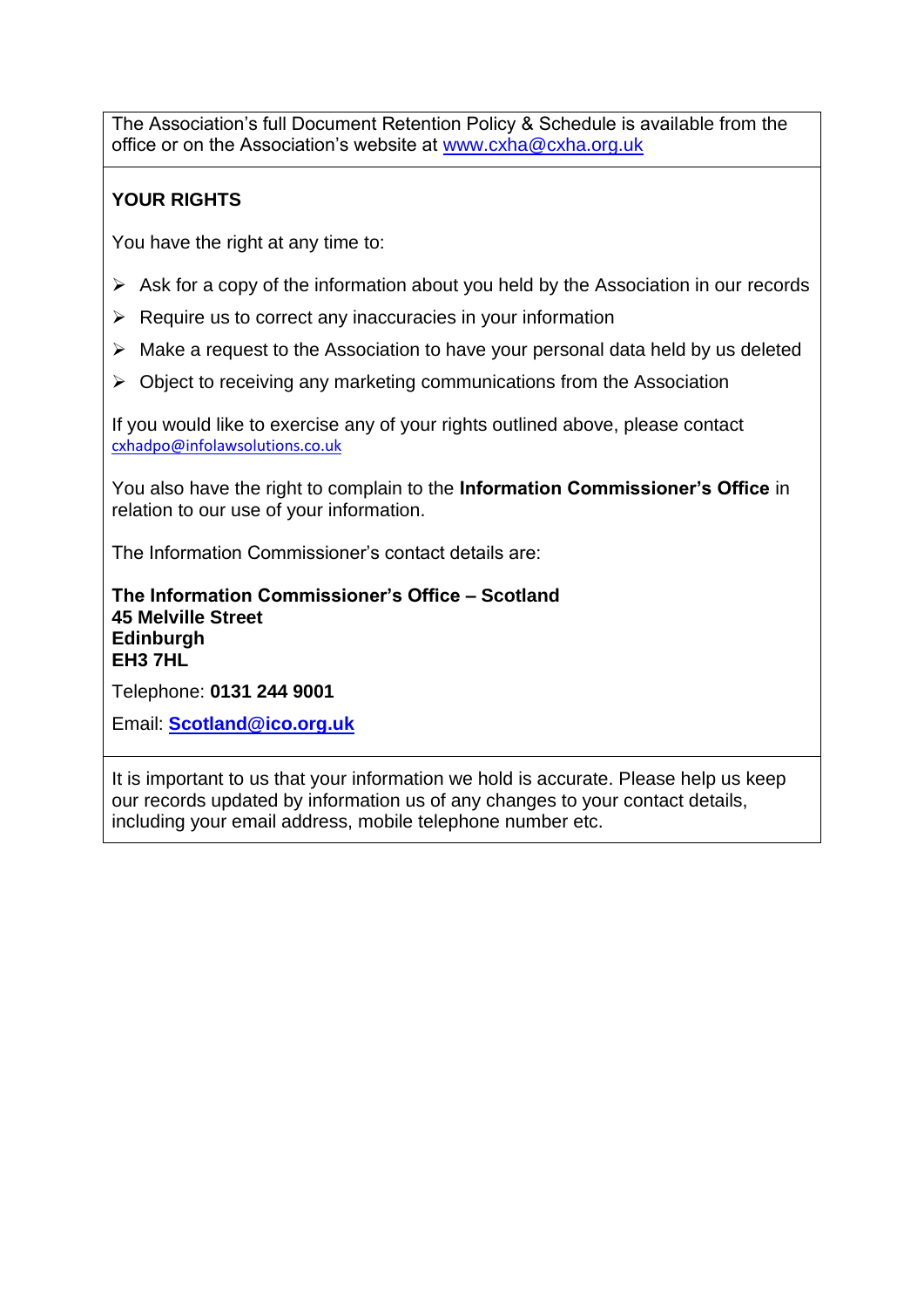The Association's full Document Retention Policy & Schedule is available from the office or on the Association's website at www.cxha@cxha.org.uk

**YOUR RIGHTS**

You have the right at any time to:

- Ask for a copy of the information about you held by the Association in our records
- Require us to correct any inaccuracies in your information
- Make a request to the Association to have your personal data held by us deleted
- Object to receiving any marketing communications from the Association

If you would like to exercise any of your rights outlined above, please contact cxhadpo@infolawsolutions.co.uk

You also have the right to complain to the **Information Commissioner's Office** in relation to our use of your information.

The Information Commissioner's contact details are:

**The Information Commissioner's Office – Scotland**
**45 Melville Street**
**Edinburgh**
**EH3 7HL**

Telephone: **0131 244 9001**

Email: **Scotland@ico.org.uk**

It is important to us that your information we hold is accurate. Please help us keep our records updated by information us of any changes to your contact details, including your email address, mobile telephone number etc.